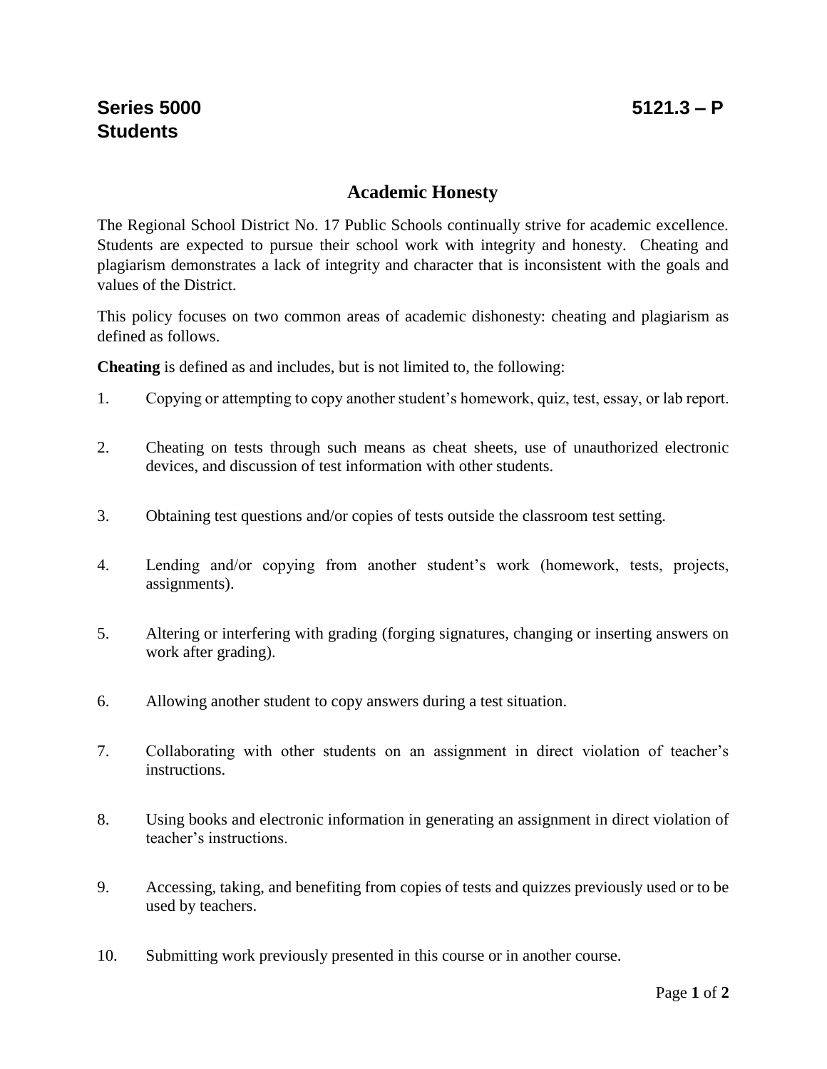**Series 5000** **5121.3 – P**
**Students**

# Academic Honesty

The Regional School District No. 17 Public Schools continually strive for academic excellence. Students are expected to pursue their school work with integrity and honesty. Cheating and plagiarism demonstrates a lack of integrity and character that is inconsistent with the goals and values of the District.

This policy focuses on two common areas of academic dishonesty: cheating and plagiarism as defined as follows.

**Cheating** is defined as and includes, but is not limited to, the following:

1. Copying or attempting to copy another student's homework, quiz, test, essay, or lab report.
2. Cheating on tests through such means as cheat sheets, use of unauthorized electronic devices, and discussion of test information with other students.
3. Obtaining test questions and/or copies of tests outside the classroom test setting.
4. Lending and/or copying from another student's work (homework, tests, projects, assignments).
5. Altering or interfering with grading (forging signatures, changing or inserting answers on work after grading).
6. Allowing another student to copy answers during a test situation.
7. Collaborating with other students on an assignment in direct violation of teacher's instructions.
8. Using books and electronic information in generating an assignment in direct violation of teacher's instructions.
9. Accessing, taking, and benefiting from copies of tests and quizzes previously used or to be used by teachers.
10. Submitting work previously presented in this course or in another course.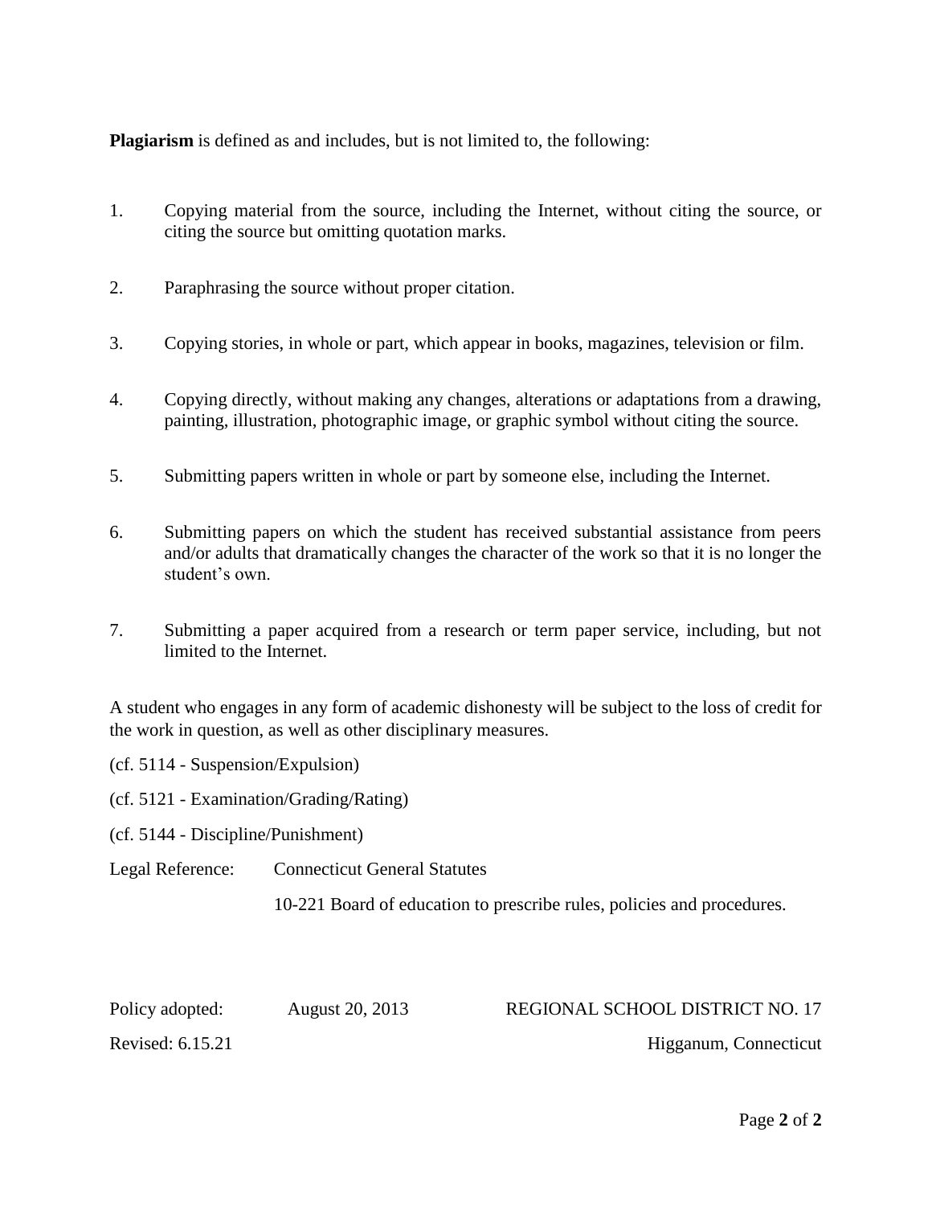**Plagiarism** is defined as and includes, but is not limited to, the following:

1. Copying material from the source, including the Internet, without citing the source, or citing the source but omitting quotation marks.

2. Paraphrasing the source without proper citation.

3. Copying stories, in whole or part, which appear in books, magazines, television or film.

4. Copying directly, without making any changes, alterations or adaptations from a drawing, painting, illustration, photographic image, or graphic symbol without citing the source.

5. Submitting papers written in whole or part by someone else, including the Internet.

6. Submitting papers on which the student has received substantial assistance from peers and/or adults that dramatically changes the character of the work so that it is no longer the student's own.

7. Submitting a paper acquired from a research or term paper service, including, but not limited to the Internet.

A student who engages in any form of academic dishonesty will be subject to the loss of credit for the work in question, as well as other disciplinary measures.

(cf. 5114 - Suspension/Expulsion)

(cf. 5121 - Examination/Grading/Rating)

(cf. 5144 - Discipline/Punishment)

Legal Reference: Connecticut General Statutes

10-221 Board of education to prescribe rules, policies and procedures.

Policy adopted: August 20, 2013 REGIONAL SCHOOL DISTRICT NO. 17

Revised: 6.15.21 Higganum, Connecticut